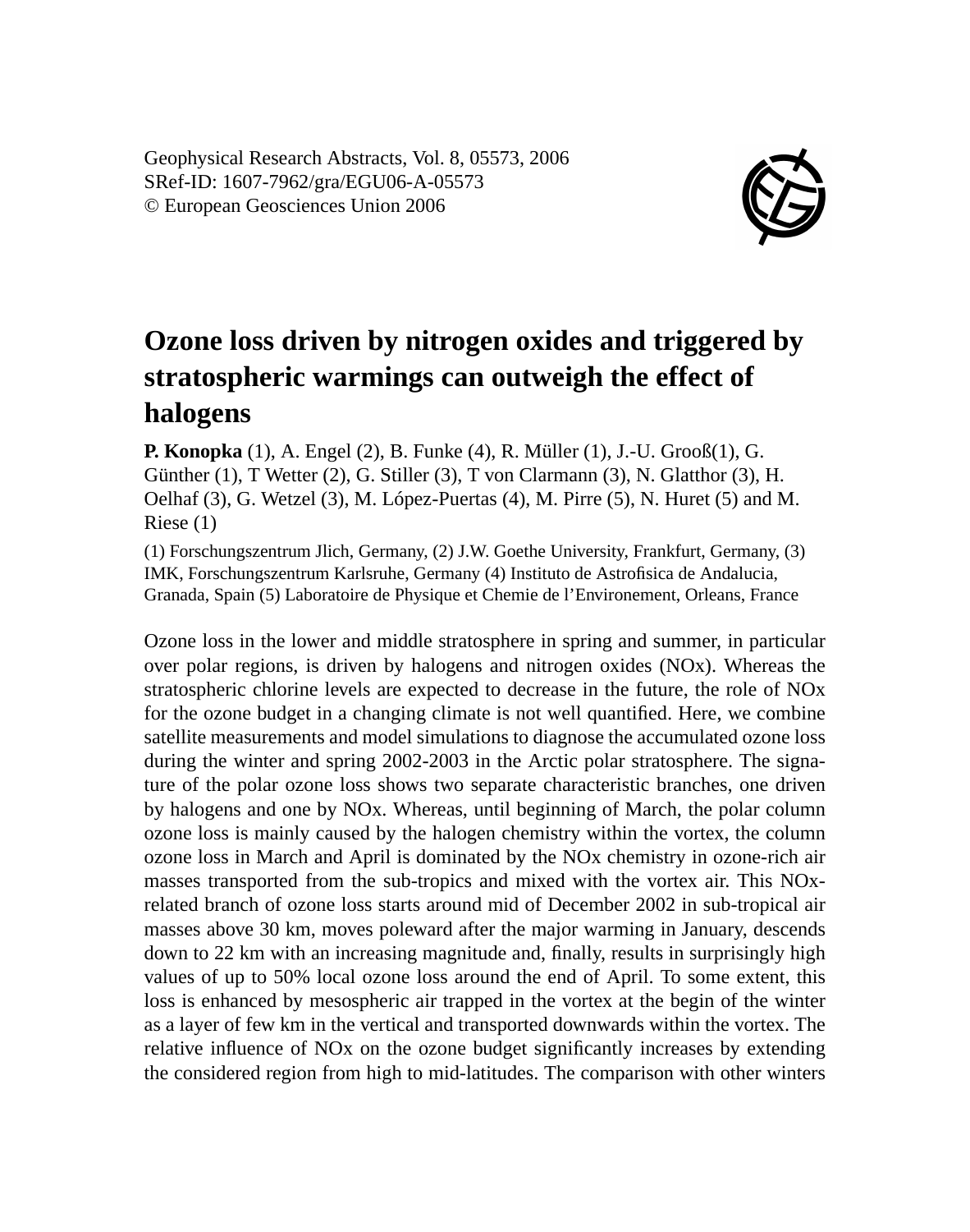Geophysical Research Abstracts, Vol. 8, 05573, 2006
SRef-ID: 1607-7962/gra/EGU06-A-05573
© European Geosciences Union 2006

# Ozone loss driven by nitrogen oxides and triggered by stratospheric warmings can outweigh the effect of halogens

**P. Konopka** (1), A. Engel (2), B. Funke (4), R. Müller (1), J.-U. Grooß(1), G. Günther (1), T Wetter (2), G. Stiller (3), T von Clarmann (3), N. Glatthor (3), H. Oelhaf (3), G. Wetzel (3), M. López-Puertas (4), M. Pirre (5), N. Huret (5) and M. Riese (1)

(1) Forschungszentrum Jlich, Germany, (2) J.W. Goethe University, Frankfurt, Germany, (3) IMK, Forschungszentrum Karlsruhe, Germany (4) Instituto de Astrofisica de Andalucia, Granada, Spain (5) Laboratoire de Physique et Chemie de l'Environement, Orleans, France

Ozone loss in the lower and middle stratosphere in spring and summer, in particular over polar regions, is driven by halogens and nitrogen oxides (NOx). Whereas the stratospheric chlorine levels are expected to decrease in the future, the role of NOx for the ozone budget in a changing climate is not well quantified. Here, we combine satellite measurements and model simulations to diagnose the accumulated ozone loss during the winter and spring 2002-2003 in the Arctic polar stratosphere. The signature of the polar ozone loss shows two separate characteristic branches, one driven by halogens and one by NOx. Whereas, until beginning of March, the polar column ozone loss is mainly caused by the halogen chemistry within the vortex, the column ozone loss in March and April is dominated by the NOx chemistry in ozone-rich air masses transported from the sub-tropics and mixed with the vortex air. This NOx-related branch of ozone loss starts around mid of December 2002 in sub-tropical air masses above 30 km, moves poleward after the major warming in January, descends down to 22 km with an increasing magnitude and, finally, results in surprisingly high values of up to 50% local ozone loss around the end of April. To some extent, this loss is enhanced by mesospheric air trapped in the vortex at the begin of the winter as a layer of few km in the vertical and transported downwards within the vortex. The relative influence of NOx on the ozone budget significantly increases by extending the considered region from high to mid-latitudes. The comparison with other winters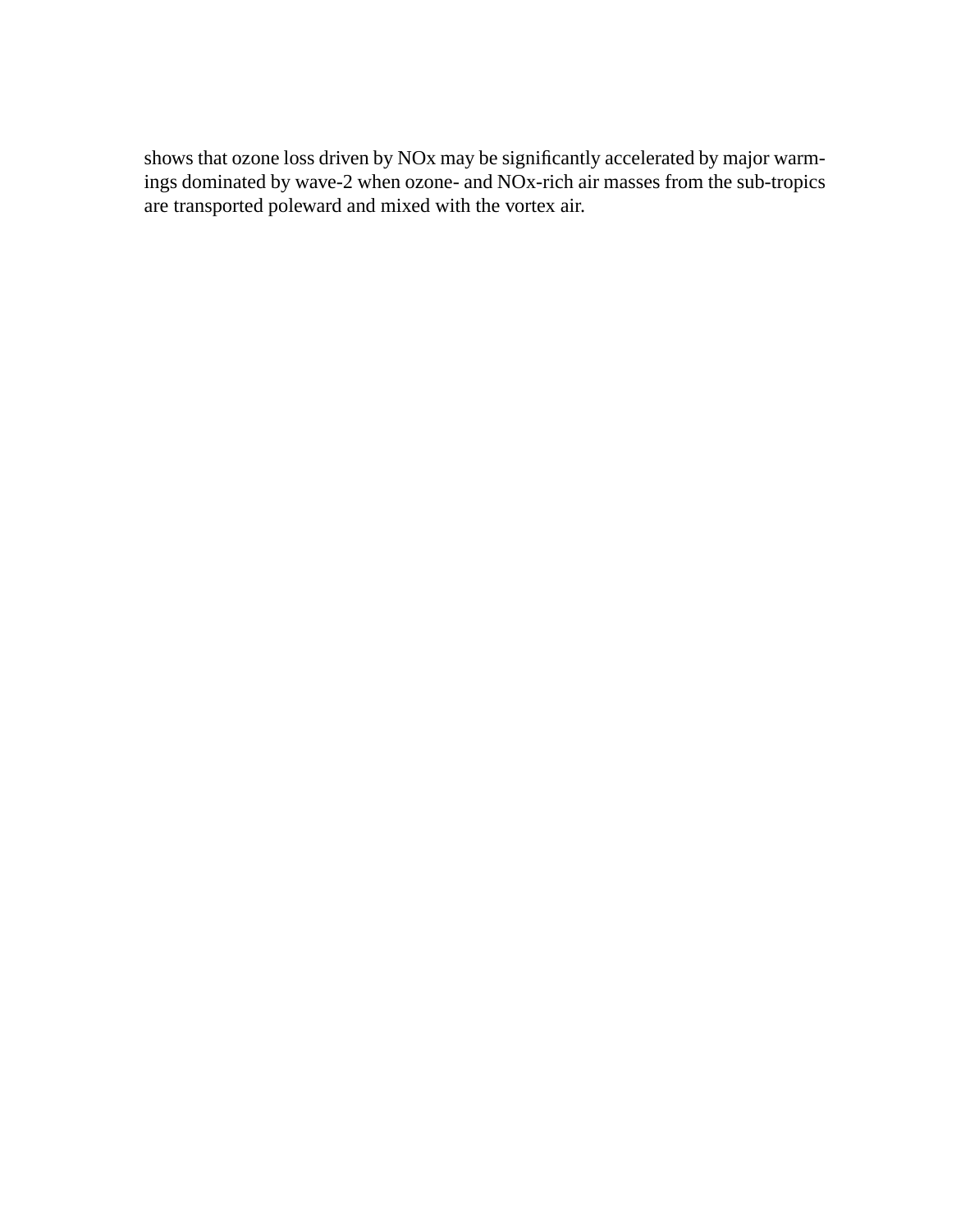shows that ozone loss driven by NOx may be significantly accelerated by major warmings dominated by wave-2 when ozone- and NOx-rich air masses from the sub-tropics are transported poleward and mixed with the vortex air.